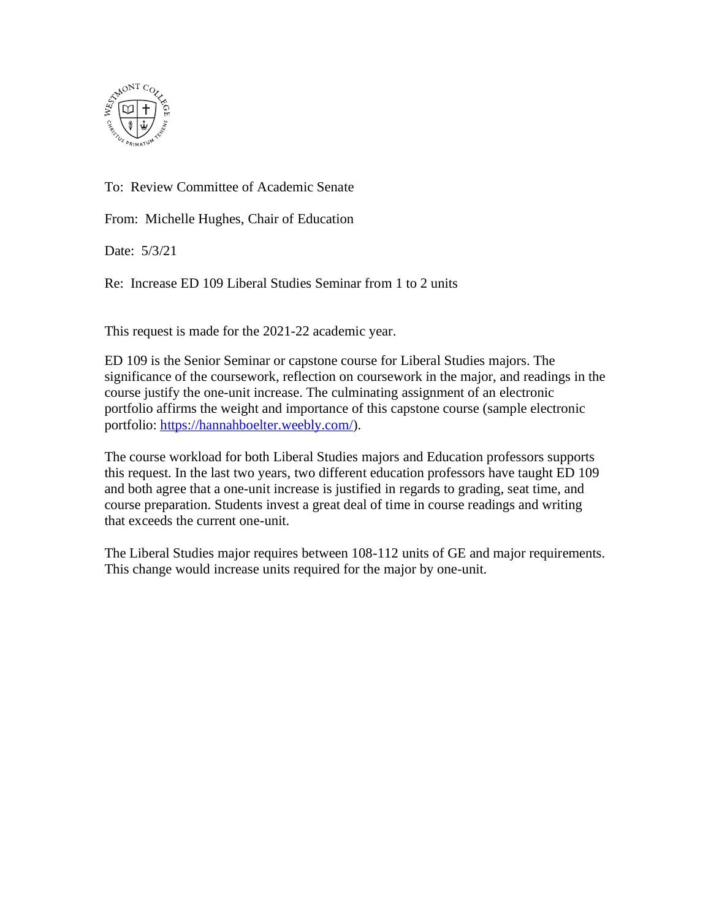To: Review Committee of Academic Senate

From: Michelle Hughes, Chair of Education

Date: 5/3/21

Re: Increase ED 109 Liberal Studies Seminar from 1 to 2 units

This request is made for the 2021-22 academic year.

ED 109 is the Senior Seminar or capstone course for Liberal Studies majors. The significance of the coursework, reflection on coursework in the major, and readings in the course justify the one-unit increase. The culminating assignment of an electronic portfolio affirms the weight and importance of this capstone course (sample electronic portfolio: [https://hannahboelter.weebly.com/](https://hannahboelter.weebly.com/)).

The course workload for both Liberal Studies majors and Education professors supports this request. In the last two years, two different education professors have taught ED 109 and both agree that a one-unit increase is justified in regards to grading, seat time, and course preparation. Students invest a great deal of time in course readings and writing that exceeds the current one-unit.

The Liberal Studies major requires between 108-112 units of GE and major requirements. This change would increase units required for the major by one-unit.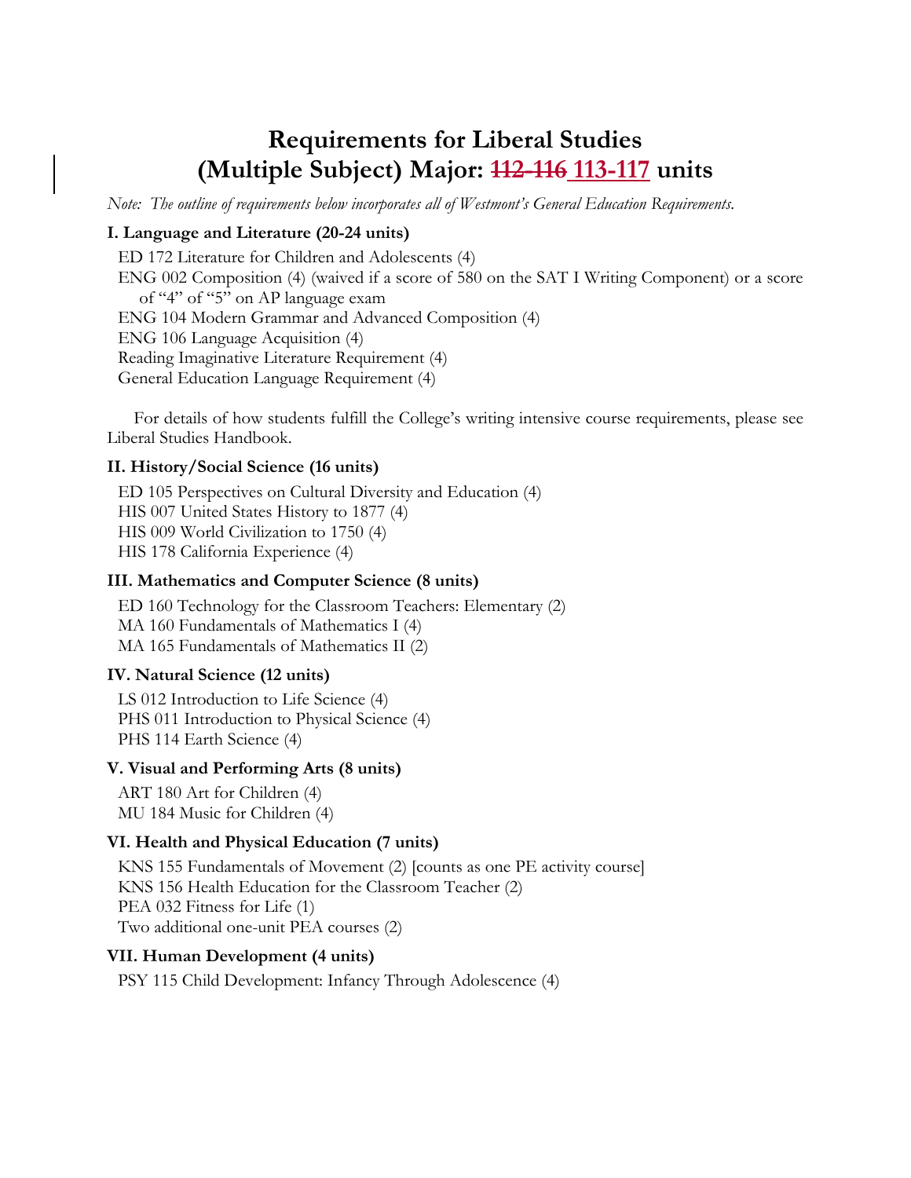# Requirements for Liberal Studies (Multiple Subject) Major: ~~112-116~~ 113-117 units

*Note: The outline of requirements below incorporates all of Westmont's General Education Requirements.*

**I. Language and Literature (20-24 units)**

ED 172 Literature for Children and Adolescents (4)
ENG 002 Composition (4) (waived if a score of 580 on the SAT I Writing Component) or a score of "4" of "5" on AP language exam
ENG 104 Modern Grammar and Advanced Composition (4)
ENG 106 Language Acquisition (4)
Reading Imaginative Literature Requirement (4)
General Education Language Requirement (4)

For details of how students fulfill the College's writing intensive course requirements, please see Liberal Studies Handbook.

**II. History/Social Science (16 units)**

ED 105 Perspectives on Cultural Diversity and Education (4)
HIS 007 United States History to 1877 (4)
HIS 009 World Civilization to 1750 (4)
HIS 178 California Experience (4)

**III. Mathematics and Computer Science (8 units)**

ED 160 Technology for the Classroom Teachers: Elementary (2)
MA 160 Fundamentals of Mathematics I (4)
MA 165 Fundamentals of Mathematics II (2)

**IV. Natural Science (12 units)**

LS 012 Introduction to Life Science (4)
PHS 011 Introduction to Physical Science (4)
PHS 114 Earth Science (4)

**V. Visual and Performing Arts (8 units)**

ART 180 Art for Children (4)
MU 184 Music for Children (4)

**VI. Health and Physical Education (7 units)**

KNS 155 Fundamentals of Movement (2) [counts as one PE activity course]
KNS 156 Health Education for the Classroom Teacher (2)
PEA 032 Fitness for Life (1)
Two additional one-unit PEA courses (2)

**VII. Human Development (4 units)**

PSY 115 Child Development: Infancy Through Adolescence (4)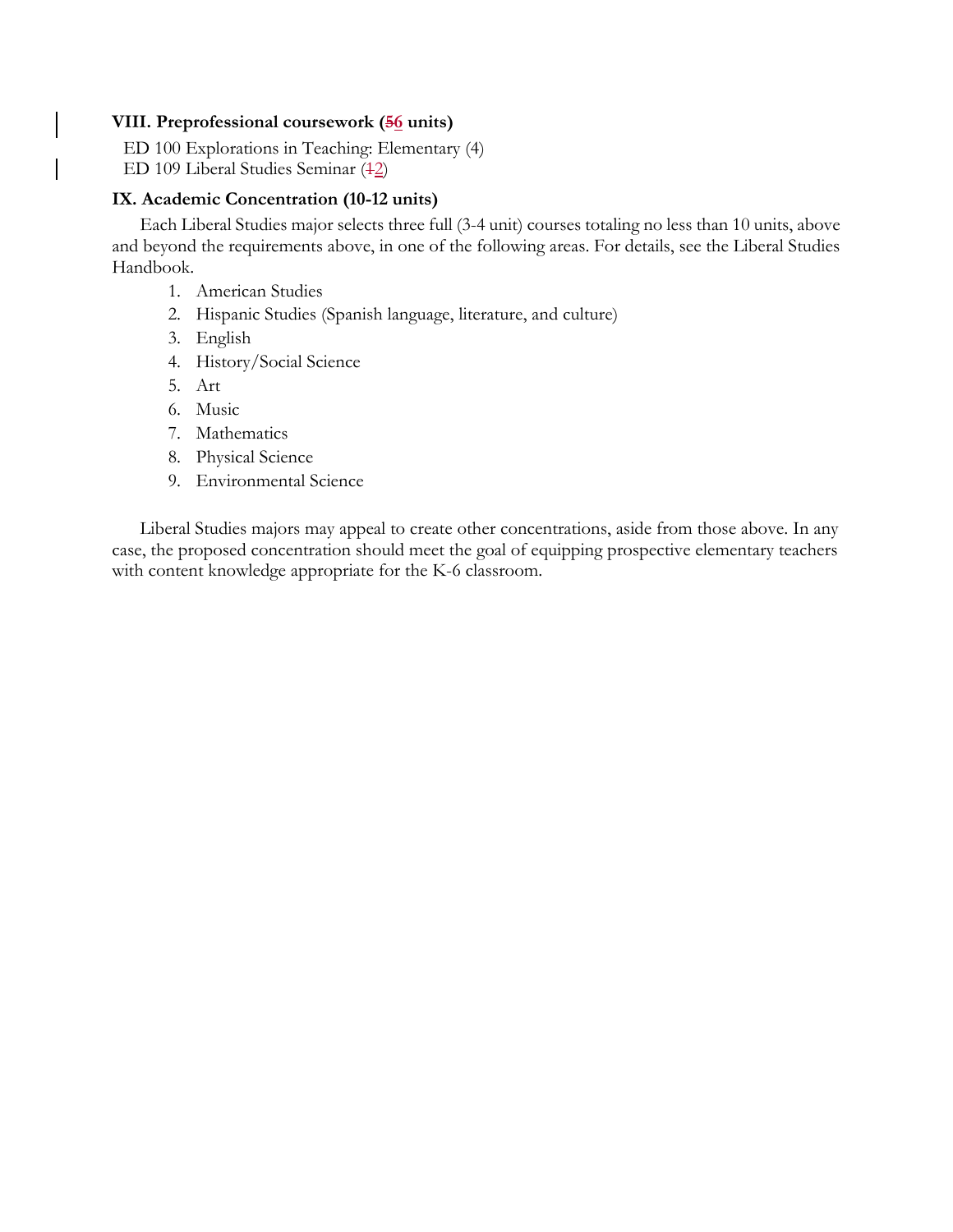### VIII. Preprofessional coursework (~~5~~6 units)

ED 100 Explorations in Teaching: Elementary (4)
ED 109 Liberal Studies Seminar (~~1~~2)

### IX. Academic Concentration (10-12 units)

Each Liberal Studies major selects three full (3-4 unit) courses totaling no less than 10 units, above and beyond the requirements above, in one of the following areas. For details, see the Liberal Studies Handbook.

1. American Studies
2. Hispanic Studies (Spanish language, literature, and culture)
3. English
4. History/Social Science
5. Art
6. Music
7. Mathematics
8. Physical Science
9. Environmental Science

Liberal Studies majors may appeal to create other concentrations, aside from those above. In any case, the proposed concentration should meet the goal of equipping prospective elementary teachers with content knowledge appropriate for the K-6 classroom.